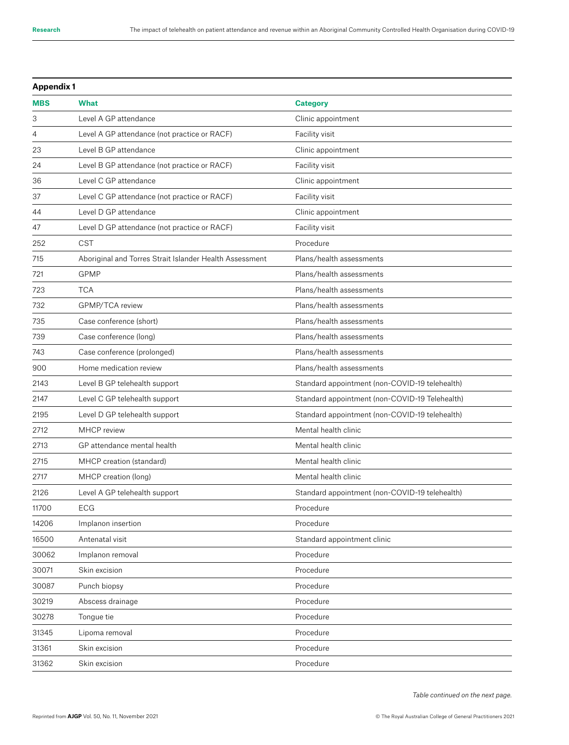**Appendix 1**

| MBS | What | Category |
|---|---|---|
| 3 | Level A GP attendance | Clinic appointment |
| 4 | Level A GP attendance (not practice or RACF) | Facility visit |
| 23 | Level B GP attendance | Clinic appointment |
| 24 | Level B GP attendance (not practice or RACF) | Facility visit |
| 36 | Level C GP attendance | Clinic appointment |
| 37 | Level C GP attendance (not practice or RACF) | Facility visit |
| 44 | Level D GP attendance | Clinic appointment |
| 47 | Level D GP attendance (not practice or RACF) | Facility visit |
| 252 | CST | Procedure |
| 715 | Aboriginal and Torres Strait Islander Health Assessment | Plans/health assessments |
| 721 | GPMP | Plans/health assessments |
| 723 | TCA | Plans/health assessments |
| 732 | GPMP/TCA review | Plans/health assessments |
| 735 | Case conference (short) | Plans/health assessments |
| 739 | Case conference (long) | Plans/health assessments |
| 743 | Case conference (prolonged) | Plans/health assessments |
| 900 | Home medication review | Plans/health assessments |
| 2143 | Level B GP telehealth support | Standard appointment (non-COVID-19 telehealth) |
| 2147 | Level C GP telehealth support | Standard appointment (non-COVID-19 Telehealth) |
| 2195 | Level D GP telehealth support | Standard appointment (non-COVID-19 telehealth) |
| 2712 | MHCP review | Mental health clinic |
| 2713 | GP attendance mental health | Mental health clinic |
| 2715 | MHCP creation (standard) | Mental health clinic |
| 2717 | MHCP creation (long) | Mental health clinic |
| 2126 | Level A GP telehealth support | Standard appointment (non-COVID-19 telehealth) |
| 11700 | ECG | Procedure |
| 14206 | Implanon insertion | Procedure |
| 16500 | Antenatal visit | Standard appointment clinic |
| 30062 | Implanon removal | Procedure |
| 30071 | Skin excision | Procedure |
| 30087 | Punch biopsy | Procedure |
| 30219 | Abscess drainage | Procedure |
| 30278 | Tongue tie | Procedure |
| 31345 | Lipoma removal | Procedure |
| 31361 | Skin excision | Procedure |
| 31362 | Skin excision | Procedure |

*Table continued on the next page.*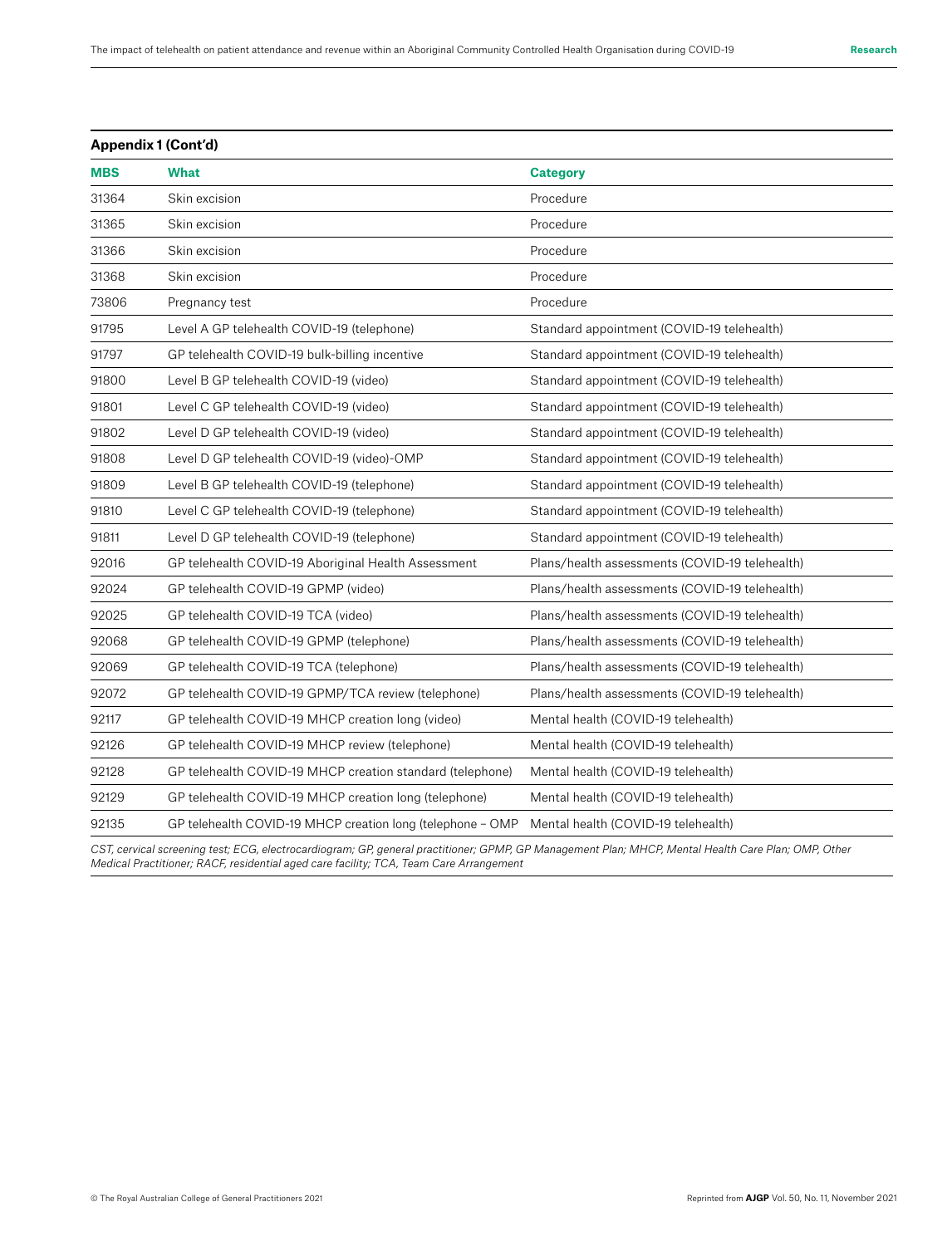**Appendix 1 (Cont'd)**

| MBS | What | Category |
|---|---|---|
| 31364 | Skin excision | Procedure |
| 31365 | Skin excision | Procedure |
| 31366 | Skin excision | Procedure |
| 31368 | Skin excision | Procedure |
| 73806 | Pregnancy test | Procedure |
| 91795 | Level A GP telehealth COVID-19 (telephone) | Standard appointment (COVID-19 telehealth) |
| 91797 | GP telehealth COVID-19 bulk-billing incentive | Standard appointment (COVID-19 telehealth) |
| 91800 | Level B GP telehealth COVID-19 (video) | Standard appointment (COVID-19 telehealth) |
| 91801 | Level C GP telehealth COVID-19 (video) | Standard appointment (COVID-19 telehealth) |
| 91802 | Level D GP telehealth COVID-19 (video) | Standard appointment (COVID-19 telehealth) |
| 91808 | Level D GP telehealth COVID-19 (video)-OMP | Standard appointment (COVID-19 telehealth) |
| 91809 | Level B GP telehealth COVID-19 (telephone) | Standard appointment (COVID-19 telehealth) |
| 91810 | Level C GP telehealth COVID-19 (telephone) | Standard appointment (COVID-19 telehealth) |
| 91811 | Level D GP telehealth COVID-19 (telephone) | Standard appointment (COVID-19 telehealth) |
| 92016 | GP telehealth COVID-19 Aboriginal Health Assessment | Plans/health assessments (COVID-19 telehealth) |
| 92024 | GP telehealth COVID-19 GPMP (video) | Plans/health assessments (COVID-19 telehealth) |
| 92025 | GP telehealth COVID-19 TCA (video) | Plans/health assessments (COVID-19 telehealth) |
| 92068 | GP telehealth COVID-19 GPMP (telephone) | Plans/health assessments (COVID-19 telehealth) |
| 92069 | GP telehealth COVID-19 TCA (telephone) | Plans/health assessments (COVID-19 telehealth) |
| 92072 | GP telehealth COVID-19 GPMP/TCA review (telephone) | Plans/health assessments (COVID-19 telehealth) |
| 92117 | GP telehealth COVID-19 MHCP creation long (video) | Mental health (COVID-19 telehealth) |
| 92126 | GP telehealth COVID-19 MHCP review (telephone) | Mental health (COVID-19 telehealth) |
| 92128 | GP telehealth COVID-19 MHCP creation standard (telephone) | Mental health (COVID-19 telehealth) |
| 92129 | GP telehealth COVID-19 MHCP creation long (telephone) | Mental health (COVID-19 telehealth) |
| 92135 | GP telehealth COVID-19 MHCP creation long (telephone – OMP | Mental health (COVID-19 telehealth) |

*CST, cervical screening test; ECG, electrocardiogram; GP, general practitioner; GPMP, GP Management Plan; MHCP, Mental Health Care Plan; OMP, Other Medical Practitioner; RACF, residential aged care facility; TCA, Team Care Arrangement*